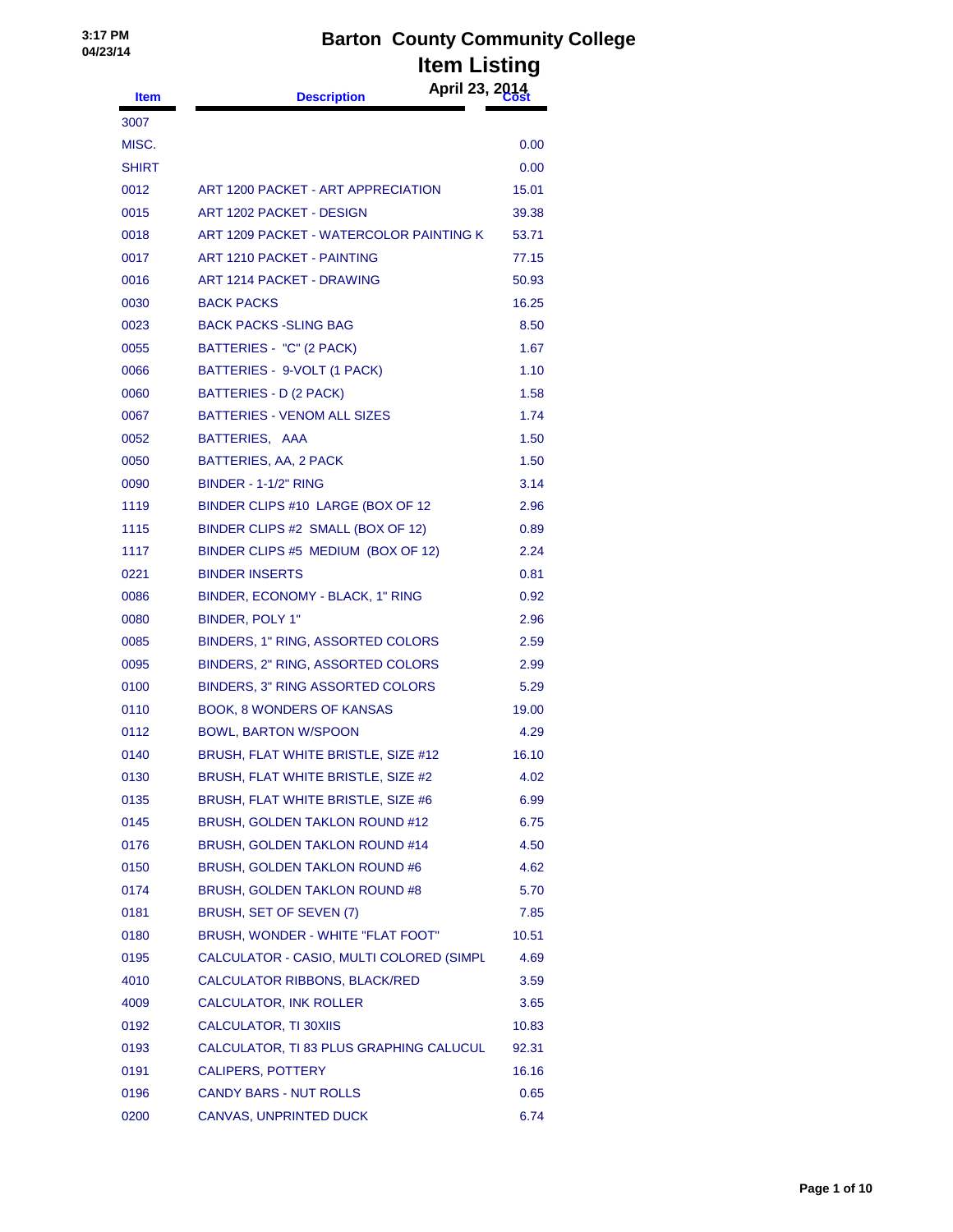3:17 PM
04/23/14

# Barton County Community College

## Item Listing

April 23, 2014

| Item | Description | Cost |
|---|---|---|
| 3007 | | |
| MISC. | | 0.00 |
| SHIRT | | 0.00 |
| 0012 | ART 1200 PACKET - ART APPRECIATION | 15.01 |
| 0015 | ART 1202 PACKET - DESIGN | 39.38 |
| 0018 | ART 1209 PACKET - WATERCOLOR PAINTING K | 53.71 |
| 0017 | ART 1210 PACKET - PAINTING | 77.15 |
| 0016 | ART 1214 PACKET - DRAWING | 50.93 |
| 0030 | BACK PACKS | 16.25 |
| 0023 | BACK PACKS -SLING BAG | 8.50 |
| 0055 | BATTERIES - "C" (2 PACK) | 1.67 |
| 0066 | BATTERIES - 9-VOLT (1 PACK) | 1.10 |
| 0060 | BATTERIES - D (2 PACK) | 1.58 |
| 0067 | BATTERIES - VENOM ALL SIZES | 1.74 |
| 0052 | BATTERIES, AAA | 1.50 |
| 0050 | BATTERIES, AA, 2 PACK | 1.50 |
| 0090 | BINDER - 1-1/2" RING | 3.14 |
| 1119 | BINDER CLIPS #10 LARGE (BOX OF 12 | 2.96 |
| 1115 | BINDER CLIPS #2 SMALL (BOX OF 12) | 0.89 |
| 1117 | BINDER CLIPS #5 MEDIUM (BOX OF 12) | 2.24 |
| 0221 | BINDER INSERTS | 0.81 |
| 0086 | BINDER, ECONOMY - BLACK, 1" RING | 0.92 |
| 0080 | BINDER, POLY 1" | 2.96 |
| 0085 | BINDERS, 1" RING, ASSORTED COLORS | 2.59 |
| 0095 | BINDERS, 2" RING, ASSORTED COLORS | 2.99 |
| 0100 | BINDERS, 3" RING ASSORTED COLORS | 5.29 |
| 0110 | BOOK, 8 WONDERS OF KANSAS | 19.00 |
| 0112 | BOWL, BARTON W/SPOON | 4.29 |
| 0140 | BRUSH, FLAT WHITE BRISTLE, SIZE #12 | 16.10 |
| 0130 | BRUSH, FLAT WHITE BRISTLE, SIZE #2 | 4.02 |
| 0135 | BRUSH, FLAT WHITE BRISTLE, SIZE #6 | 6.99 |
| 0145 | BRUSH, GOLDEN TAKLON ROUND #12 | 6.75 |
| 0176 | BRUSH, GOLDEN TAKLON ROUND #14 | 4.50 |
| 0150 | BRUSH, GOLDEN TAKLON ROUND #6 | 4.62 |
| 0174 | BRUSH, GOLDEN TAKLON ROUND #8 | 5.70 |
| 0181 | BRUSH, SET OF SEVEN (7) | 7.85 |
| 0180 | BRUSH, WONDER - WHITE "FLAT FOOT" | 10.51 |
| 0195 | CALCULATOR - CASIO, MULTI COLORED (SIMPL | 4.69 |
| 4010 | CALCULATOR RIBBONS, BLACK/RED | 3.59 |
| 4009 | CALCULATOR, INK ROLLER | 3.65 |
| 0192 | CALCULATOR, TI 30XIIS | 10.83 |
| 0193 | CALCULATOR, TI 83 PLUS GRAPHING CALUCUL | 92.31 |
| 0191 | CALIPERS, POTTERY | 16.16 |
| 0196 | CANDY BARS - NUT ROLLS | 0.65 |
| 0200 | CANVAS, UNPRINTED DUCK | 6.74 |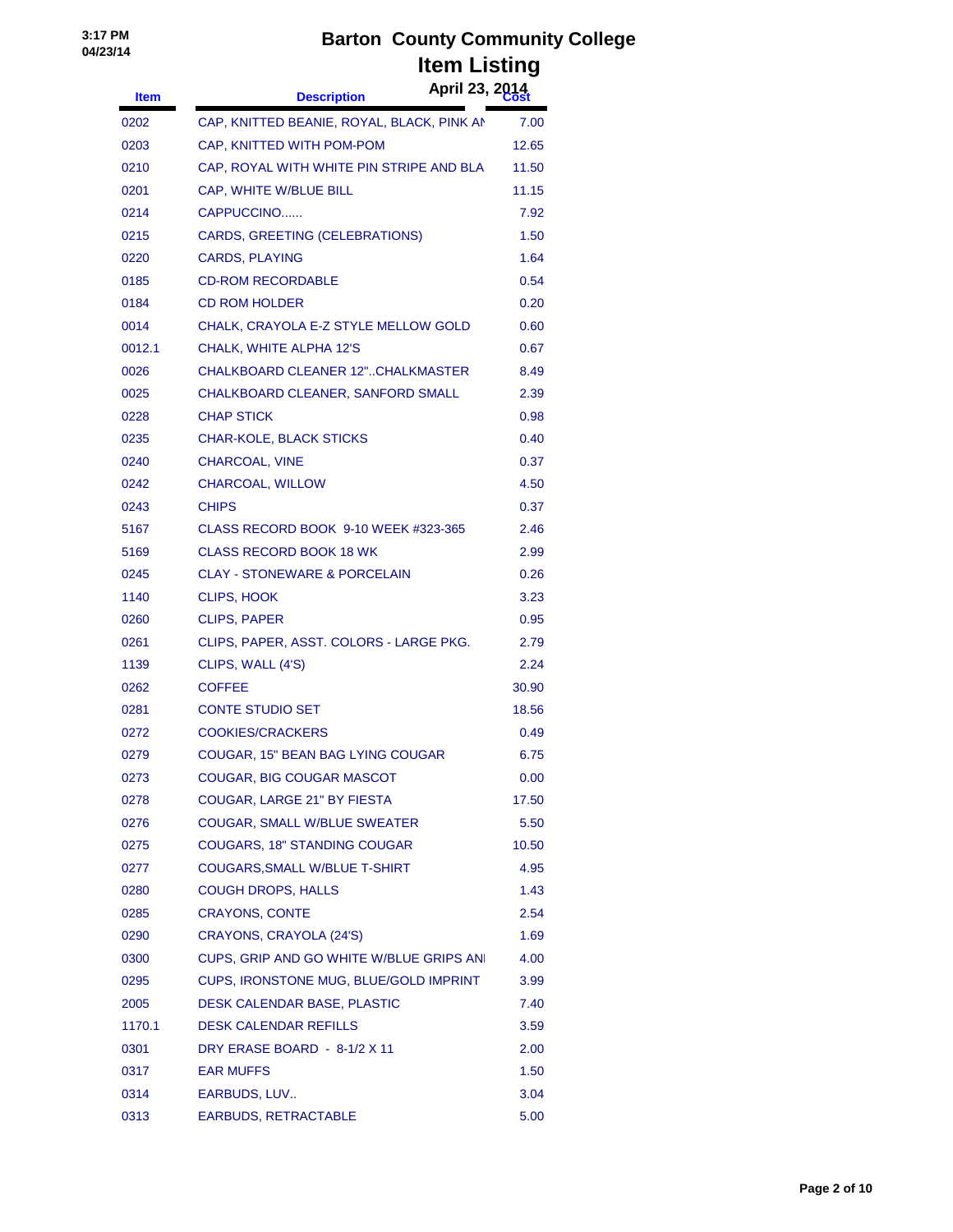# Barton County Community College

## Item Listing

April 23, 2014

| Item | Description | Cost |
|---|---|---|
| 0202 | CAP, KNITTED BEANIE, ROYAL, BLACK, PINK AN | 7.00 |
| 0203 | CAP, KNITTED WITH POM-POM | 12.65 |
| 0210 | CAP, ROYAL WITH WHITE PIN STRIPE AND BLA | 11.50 |
| 0201 | CAP, WHITE W/BLUE BILL | 11.15 |
| 0214 | CAPPUCCINO...... | 7.92 |
| 0215 | CARDS, GREETING (CELEBRATIONS) | 1.50 |
| 0220 | CARDS, PLAYING | 1.64 |
| 0185 | CD-ROM RECORDABLE | 0.54 |
| 0184 | CD ROM HOLDER | 0.20 |
| 0014 | CHALK, CRAYOLA E-Z STYLE MELLOW GOLD | 0.60 |
| 0012.1 | CHALK, WHITE ALPHA 12'S | 0.67 |
| 0026 | CHALKBOARD CLEANER 12"..CHALKMASTER | 8.49 |
| 0025 | CHALKBOARD CLEANER, SANFORD SMALL | 2.39 |
| 0228 | CHAP STICK | 0.98 |
| 0235 | CHAR-KOLE, BLACK STICKS | 0.40 |
| 0240 | CHARCOAL, VINE | 0.37 |
| 0242 | CHARCOAL, WILLOW | 4.50 |
| 0243 | CHIPS | 0.37 |
| 5167 | CLASS RECORD BOOK 9-10 WEEK #323-365 | 2.46 |
| 5169 | CLASS RECORD BOOK 18 WK | 2.99 |
| 0245 | CLAY - STONEWARE & PORCELAIN | 0.26 |
| 1140 | CLIPS, HOOK | 3.23 |
| 0260 | CLIPS, PAPER | 0.95 |
| 0261 | CLIPS, PAPER, ASST. COLORS - LARGE PKG. | 2.79 |
| 1139 | CLIPS, WALL (4'S) | 2.24 |
| 0262 | COFFEE | 30.90 |
| 0281 | CONTE STUDIO SET | 18.56 |
| 0272 | COOKIES/CRACKERS | 0.49 |
| 0279 | COUGAR, 15" BEAN BAG LYING COUGAR | 6.75 |
| 0273 | COUGAR, BIG COUGAR MASCOT | 0.00 |
| 0278 | COUGAR, LARGE 21" BY FIESTA | 17.50 |
| 0276 | COUGAR, SMALL W/BLUE SWEATER | 5.50 |
| 0275 | COUGARS, 18" STANDING COUGAR | 10.50 |
| 0277 | COUGARS,SMALL W/BLUE T-SHIRT | 4.95 |
| 0280 | COUGH DROPS, HALLS | 1.43 |
| 0285 | CRAYONS, CONTE | 2.54 |
| 0290 | CRAYONS, CRAYOLA (24'S) | 1.69 |
| 0300 | CUPS, GRIP AND GO WHITE W/BLUE GRIPS ANI | 4.00 |
| 0295 | CUPS, IRONSTONE MUG, BLUE/GOLD IMPRINT | 3.99 |
| 2005 | DESK CALENDAR BASE, PLASTIC | 7.40 |
| 1170.1 | DESK CALENDAR REFILLS | 3.59 |
| 0301 | DRY ERASE BOARD - 8-1/2 X 11 | 2.00 |
| 0317 | EAR MUFFS | 1.50 |
| 0314 | EARBUDS, LUV.. | 3.04 |
| 0313 | EARBUDS, RETRACTABLE | 5.00 |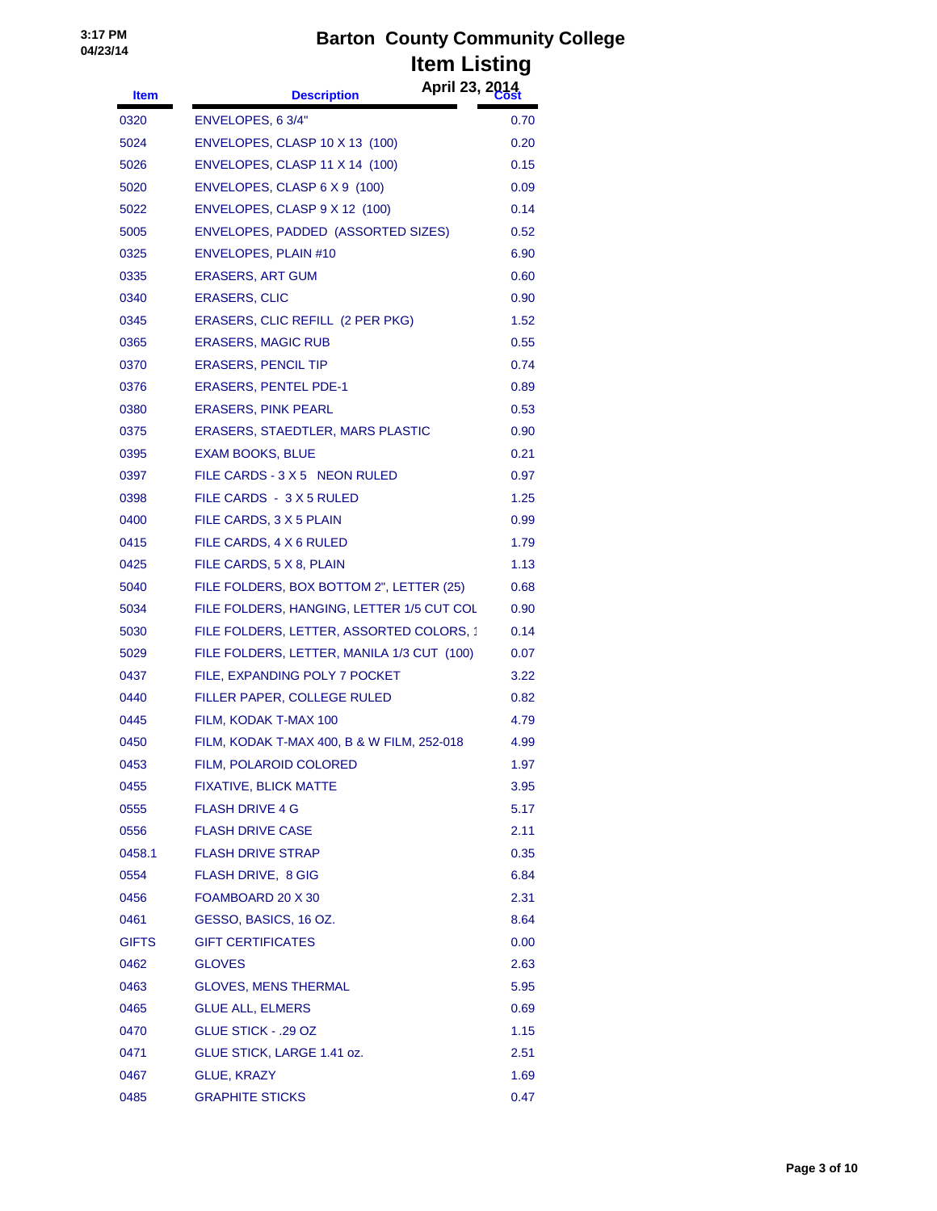# Barton County Community College

## Item Listing

April 23, 2014

| Item | Description | Cost |
|---|---|---|
| 0320 | ENVELOPES, 6 3/4" | 0.70 |
| 5024 | ENVELOPES, CLASP 10 X 13 (100) | 0.20 |
| 5026 | ENVELOPES, CLASP 11 X 14 (100) | 0.15 |
| 5020 | ENVELOPES, CLASP 6 X 9 (100) | 0.09 |
| 5022 | ENVELOPES, CLASP 9 X 12 (100) | 0.14 |
| 5005 | ENVELOPES, PADDED (ASSORTED SIZES) | 0.52 |
| 0325 | ENVELOPES, PLAIN #10 | 6.90 |
| 0335 | ERASERS, ART GUM | 0.60 |
| 0340 | ERASERS, CLIC | 0.90 |
| 0345 | ERASERS, CLIC REFILL (2 PER PKG) | 1.52 |
| 0365 | ERASERS, MAGIC RUB | 0.55 |
| 0370 | ERASERS, PENCIL TIP | 0.74 |
| 0376 | ERASERS, PENTEL PDE-1 | 0.89 |
| 0380 | ERASERS, PINK PEARL | 0.53 |
| 0375 | ERASERS, STAEDTLER, MARS PLASTIC | 0.90 |
| 0395 | EXAM BOOKS, BLUE | 0.21 |
| 0397 | FILE CARDS - 3 X 5 NEON RULED | 0.97 |
| 0398 | FILE CARDS - 3 X 5 RULED | 1.25 |
| 0400 | FILE CARDS, 3 X 5 PLAIN | 0.99 |
| 0415 | FILE CARDS, 4 X 6 RULED | 1.79 |
| 0425 | FILE CARDS, 5 X 8, PLAIN | 1.13 |
| 5040 | FILE FOLDERS, BOX BOTTOM 2", LETTER (25) | 0.68 |
| 5034 | FILE FOLDERS, HANGING, LETTER 1/5 CUT COL | 0.90 |
| 5030 | FILE FOLDERS, LETTER, ASSORTED COLORS, 1 | 0.14 |
| 5029 | FILE FOLDERS, LETTER, MANILA 1/3 CUT (100) | 0.07 |
| 0437 | FILE, EXPANDING POLY 7 POCKET | 3.22 |
| 0440 | FILLER PAPER, COLLEGE RULED | 0.82 |
| 0445 | FILM, KODAK T-MAX 100 | 4.79 |
| 0450 | FILM, KODAK T-MAX 400, B & W FILM, 252-018 | 4.99 |
| 0453 | FILM, POLAROID COLORED | 1.97 |
| 0455 | FIXATIVE, BLICK MATTE | 3.95 |
| 0555 | FLASH DRIVE 4 G | 5.17 |
| 0556 | FLASH DRIVE CASE | 2.11 |
| 0458.1 | FLASH DRIVE STRAP | 0.35 |
| 0554 | FLASH DRIVE, 8 GIG | 6.84 |
| 0456 | FOAMBOARD 20 X 30 | 2.31 |
| 0461 | GESSO, BASICS, 16 OZ. | 8.64 |
| GIFTS | GIFT CERTIFICATES | 0.00 |
| 0462 | GLOVES | 2.63 |
| 0463 | GLOVES, MENS THERMAL | 5.95 |
| 0465 | GLUE ALL, ELMERS | 0.69 |
| 0470 | GLUE STICK - .29 OZ | 1.15 |
| 0471 | GLUE STICK, LARGE 1.41 oz. | 2.51 |
| 0467 | GLUE, KRAZY | 1.69 |
| 0485 | GRAPHITE STICKS | 0.47 |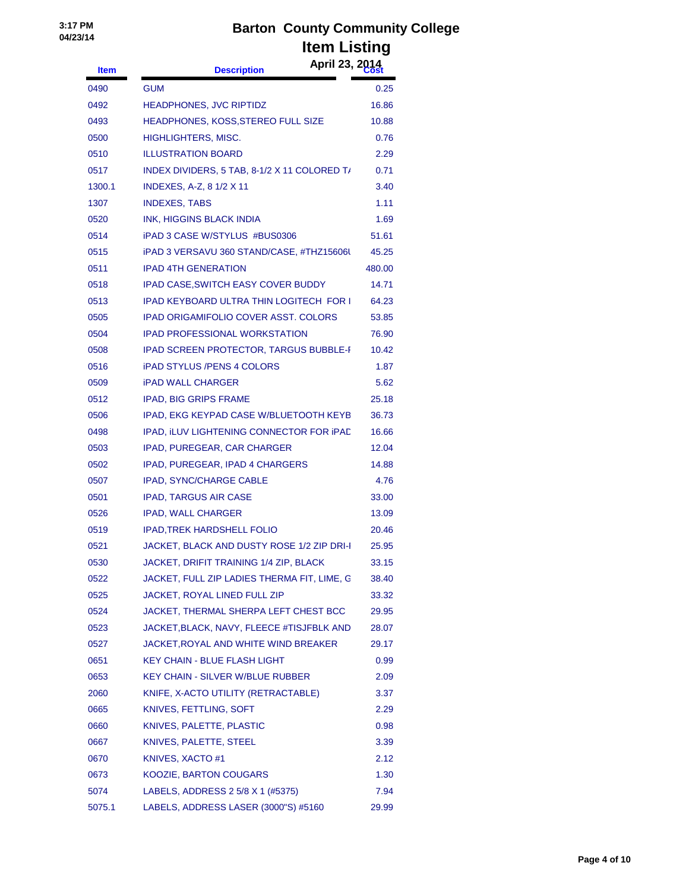# Barton County Community College

## Item Listing

April 23, 2014

| Item | Description | Cost |
|---|---|---|
| 0490 | GUM | 0.25 |
| 0492 | HEADPHONES, JVC RIPTIDZ | 16.86 |
| 0493 | HEADPHONES, KOSS,STEREO FULL SIZE | 10.88 |
| 0500 | HIGHLIGHTERS, MISC. | 0.76 |
| 0510 | ILLUSTRATION BOARD | 2.29 |
| 0517 | INDEX DIVIDERS, 5 TAB, 8-1/2 X 11 COLORED T/ | 0.71 |
| 1300.1 | INDEXES, A-Z, 8 1/2 X 11 | 3.40 |
| 1307 | INDEXES, TABS | 1.11 |
| 0520 | INK, HIGGINS BLACK INDIA | 1.69 |
| 0514 | iPAD 3 CASE W/STYLUS #BUS0306 | 51.61 |
| 0515 | iPAD 3 VERSAVU 360 STAND/CASE, #THZ15606( | 45.25 |
| 0511 | IPAD 4TH GENERATION | 480.00 |
| 0518 | IPAD CASE,SWITCH EASY COVER BUDDY | 14.71 |
| 0513 | IPAD KEYBOARD ULTRA THIN LOGITECH FOR I | 64.23 |
| 0505 | IPAD ORIGAMIFOLIO COVER ASST. COLORS | 53.85 |
| 0504 | IPAD PROFESSIONAL WORKSTATION | 76.90 |
| 0508 | IPAD SCREEN PROTECTOR, TARGUS BUBBLE-I | 10.42 |
| 0516 | iPAD STYLUS /PENS 4 COLORS | 1.87 |
| 0509 | iPAD WALL CHARGER | 5.62 |
| 0512 | IPAD, BIG GRIPS FRAME | 25.18 |
| 0506 | IPAD, EKG KEYPAD CASE W/BLUETOOTH KEYB | 36.73 |
| 0498 | IPAD, iLUV LIGHTENING CONNECTOR FOR iPAD | 16.66 |
| 0503 | IPAD, PUREGEAR, CAR CHARGER | 12.04 |
| 0502 | IPAD, PUREGEAR, IPAD 4 CHARGERS | 14.88 |
| 0507 | IPAD, SYNC/CHARGE CABLE | 4.76 |
| 0501 | IPAD, TARGUS AIR CASE | 33.00 |
| 0526 | IPAD, WALL CHARGER | 13.09 |
| 0519 | IPAD,TREK HARDSHELL FOLIO | 20.46 |
| 0521 | JACKET, BLACK AND DUSTY ROSE 1/2 ZIP DRI-I | 25.95 |
| 0530 | JACKET, DRIFIT TRAINING 1/4 ZIP, BLACK | 33.15 |
| 0522 | JACKET, FULL ZIP LADIES THERMA FIT, LIME, G | 38.40 |
| 0525 | JACKET, ROYAL LINED FULL ZIP | 33.32 |
| 0524 | JACKET, THERMAL SHERPA LEFT CHEST BCC | 29.95 |
| 0523 | JACKET,BLACK, NAVY, FLEECE #TISJFBLK AND | 28.07 |
| 0527 | JACKET,ROYAL AND WHITE WIND BREAKER | 29.17 |
| 0651 | KEY CHAIN - BLUE FLASH LIGHT | 0.99 |
| 0653 | KEY CHAIN - SILVER W/BLUE RUBBER | 2.09 |
| 2060 | KNIFE, X-ACTO UTILITY (RETRACTABLE) | 3.37 |
| 0665 | KNIVES, FETTLING, SOFT | 2.29 |
| 0660 | KNIVES, PALETTE, PLASTIC | 0.98 |
| 0667 | KNIVES, PALETTE, STEEL | 3.39 |
| 0670 | KNIVES, XACTO #1 | 2.12 |
| 0673 | KOOZIE, BARTON COUGARS | 1.30 |
| 5074 | LABELS, ADDRESS 2 5/8 X 1 (#5375) | 7.94 |
| 5075.1 | LABELS, ADDRESS LASER (3000"S) #5160 | 29.99 |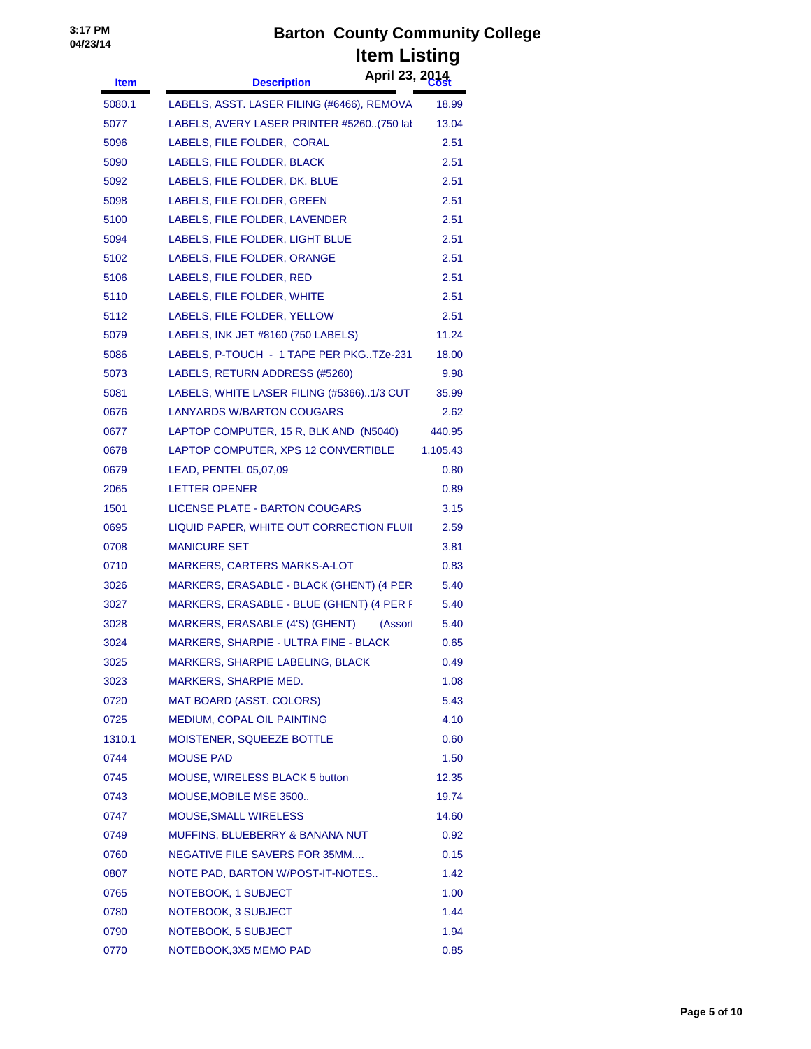# Barton County Community College

## Item Listing

April 23, 2014

| Item | Description | Cost |
|---|---|---|
| 5080.1 | LABELS, ASST. LASER FILING (#6466), REMOVA | 18.99 |
| 5077 | LABELS, AVERY LASER PRINTER #5260..(750 lal | 13.04 |
| 5096 | LABELS, FILE FOLDER, CORAL | 2.51 |
| 5090 | LABELS, FILE FOLDER, BLACK | 2.51 |
| 5092 | LABELS, FILE FOLDER, DK. BLUE | 2.51 |
| 5098 | LABELS, FILE FOLDER, GREEN | 2.51 |
| 5100 | LABELS, FILE FOLDER, LAVENDER | 2.51 |
| 5094 | LABELS, FILE FOLDER, LIGHT BLUE | 2.51 |
| 5102 | LABELS, FILE FOLDER, ORANGE | 2.51 |
| 5106 | LABELS, FILE FOLDER, RED | 2.51 |
| 5110 | LABELS, FILE FOLDER, WHITE | 2.51 |
| 5112 | LABELS, FILE FOLDER, YELLOW | 2.51 |
| 5079 | LABELS, INK JET #8160 (750 LABELS) | 11.24 |
| 5086 | LABELS, P-TOUCH - 1 TAPE PER PKG..TZe-231 | 18.00 |
| 5073 | LABELS, RETURN ADDRESS (#5260) | 9.98 |
| 5081 | LABELS, WHITE LASER FILING (#5366)..1/3 CUT | 35.99 |
| 0676 | LANYARDS W/BARTON COUGARS | 2.62 |
| 0677 | LAPTOP COMPUTER, 15 R, BLK AND (N5040) | 440.95 |
| 0678 | LAPTOP COMPUTER, XPS 12 CONVERTIBLE | 1,105.43 |
| 0679 | LEAD, PENTEL 05,07,09 | 0.80 |
| 2065 | LETTER OPENER | 0.89 |
| 1501 | LICENSE PLATE - BARTON COUGARS | 3.15 |
| 0695 | LIQUID PAPER, WHITE OUT CORRECTION FLUII | 2.59 |
| 0708 | MANICURE SET | 3.81 |
| 0710 | MARKERS, CARTERS MARKS-A-LOT | 0.83 |
| 3026 | MARKERS, ERASABLE - BLACK (GHENT) (4 PER | 5.40 |
| 3027 | MARKERS, ERASABLE - BLUE (GHENT) (4 PER F | 5.40 |
| 3028 | MARKERS, ERASABLE (4'S) (GHENT) (Assort | 5.40 |
| 3024 | MARKERS, SHARPIE - ULTRA FINE - BLACK | 0.65 |
| 3025 | MARKERS, SHARPIE LABELING, BLACK | 0.49 |
| 3023 | MARKERS, SHARPIE MED. | 1.08 |
| 0720 | MAT BOARD (ASST. COLORS) | 5.43 |
| 0725 | MEDIUM, COPAL OIL PAINTING | 4.10 |
| 1310.1 | MOISTENER, SQUEEZE BOTTLE | 0.60 |
| 0744 | MOUSE PAD | 1.50 |
| 0745 | MOUSE, WIRELESS BLACK 5 button | 12.35 |
| 0743 | MOUSE,MOBILE MSE 3500.. | 19.74 |
| 0747 | MOUSE,SMALL WIRELESS | 14.60 |
| 0749 | MUFFINS, BLUEBERRY & BANANA NUT | 0.92 |
| 0760 | NEGATIVE FILE SAVERS FOR 35MM.... | 0.15 |
| 0807 | NOTE PAD, BARTON W/POST-IT-NOTES.. | 1.42 |
| 0765 | NOTEBOOK, 1 SUBJECT | 1.00 |
| 0780 | NOTEBOOK, 3 SUBJECT | 1.44 |
| 0790 | NOTEBOOK, 5 SUBJECT | 1.94 |
| 0770 | NOTEBOOK,3X5 MEMO PAD | 0.85 |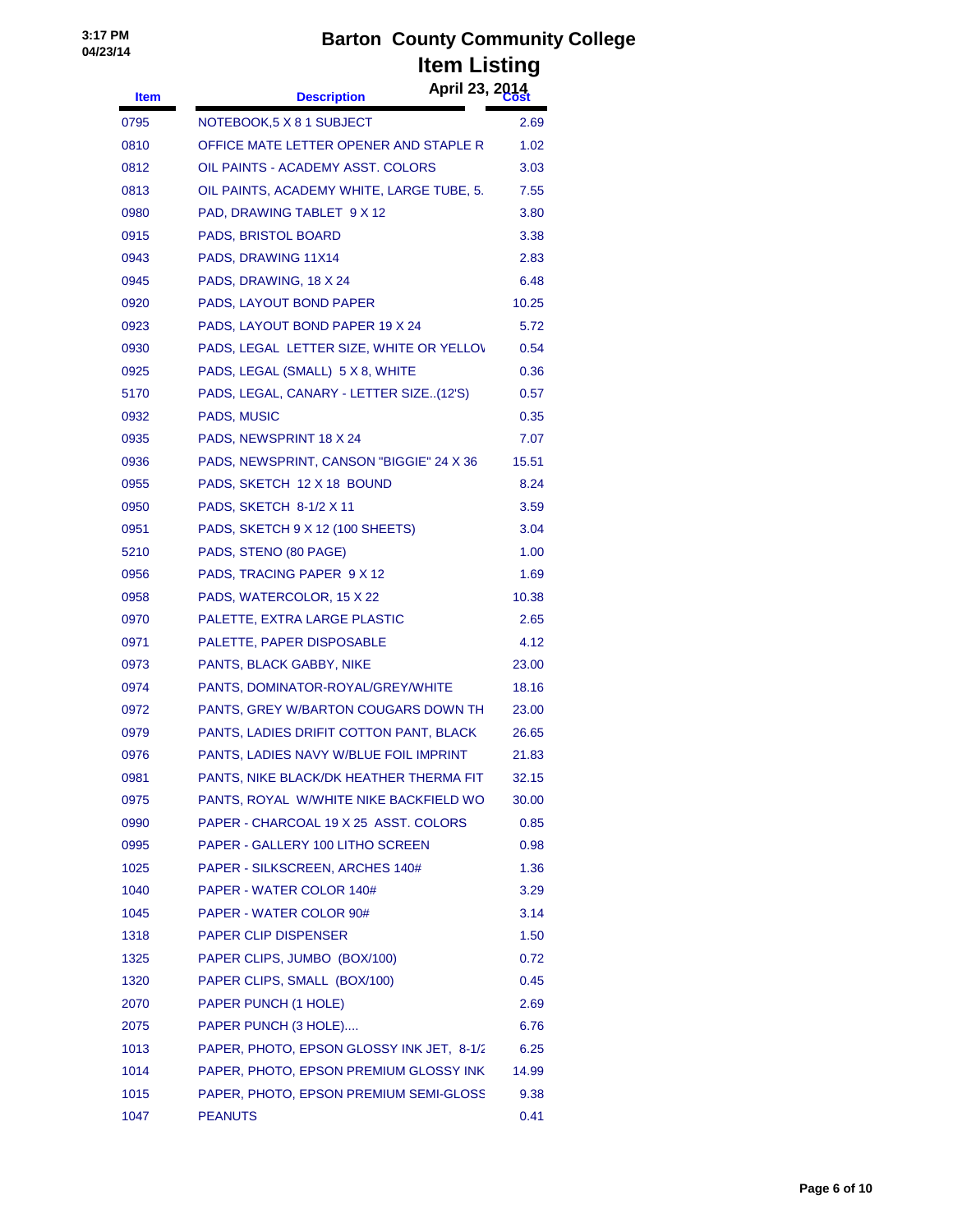# Barton County Community College

## Item Listing

April 23, 2014

| Item | Description | Cost |
|---|---|---|
| 0795 | NOTEBOOK,5 X 8 1 SUBJECT | 2.69 |
| 0810 | OFFICE MATE LETTER OPENER AND STAPLE R | 1.02 |
| 0812 | OIL PAINTS - ACADEMY ASST. COLORS | 3.03 |
| 0813 | OIL PAINTS, ACADEMY WHITE, LARGE TUBE, 5. | 7.55 |
| 0980 | PAD, DRAWING TABLET 9 X 12 | 3.80 |
| 0915 | PADS, BRISTOL BOARD | 3.38 |
| 0943 | PADS, DRAWING 11X14 | 2.83 |
| 0945 | PADS, DRAWING, 18 X 24 | 6.48 |
| 0920 | PADS, LAYOUT BOND PAPER | 10.25 |
| 0923 | PADS, LAYOUT BOND PAPER 19 X 24 | 5.72 |
| 0930 | PADS, LEGAL LETTER SIZE, WHITE OR YELLOV | 0.54 |
| 0925 | PADS, LEGAL (SMALL) 5 X 8, WHITE | 0.36 |
| 5170 | PADS, LEGAL, CANARY - LETTER SIZE..(12'S) | 0.57 |
| 0932 | PADS, MUSIC | 0.35 |
| 0935 | PADS, NEWSPRINT 18 X 24 | 7.07 |
| 0936 | PADS, NEWSPRINT, CANSON "BIGGIE" 24 X 36 | 15.51 |
| 0955 | PADS, SKETCH 12 X 18 BOUND | 8.24 |
| 0950 | PADS, SKETCH 8-1/2 X 11 | 3.59 |
| 0951 | PADS, SKETCH 9 X 12 (100 SHEETS) | 3.04 |
| 5210 | PADS, STENO (80 PAGE) | 1.00 |
| 0956 | PADS, TRACING PAPER 9 X 12 | 1.69 |
| 0958 | PADS, WATERCOLOR, 15 X 22 | 10.38 |
| 0970 | PALETTE, EXTRA LARGE PLASTIC | 2.65 |
| 0971 | PALETTE, PAPER DISPOSABLE | 4.12 |
| 0973 | PANTS, BLACK GABBY, NIKE | 23.00 |
| 0974 | PANTS, DOMINATOR-ROYAL/GREY/WHITE | 18.16 |
| 0972 | PANTS, GREY W/BARTON COUGARS DOWN TH | 23.00 |
| 0979 | PANTS, LADIES DRIFIT COTTON PANT, BLACK | 26.65 |
| 0976 | PANTS, LADIES NAVY W/BLUE FOIL IMPRINT | 21.83 |
| 0981 | PANTS, NIKE BLACK/DK HEATHER THERMA FIT | 32.15 |
| 0975 | PANTS, ROYAL W/WHITE NIKE BACKFIELD WO | 30.00 |
| 0990 | PAPER - CHARCOAL 19 X 25 ASST. COLORS | 0.85 |
| 0995 | PAPER - GALLERY 100 LITHO SCREEN | 0.98 |
| 1025 | PAPER - SILKSCREEN, ARCHES 140# | 1.36 |
| 1040 | PAPER - WATER COLOR 140# | 3.29 |
| 1045 | PAPER - WATER COLOR 90# | 3.14 |
| 1318 | PAPER CLIP DISPENSER | 1.50 |
| 1325 | PAPER CLIPS, JUMBO (BOX/100) | 0.72 |
| 1320 | PAPER CLIPS, SMALL (BOX/100) | 0.45 |
| 2070 | PAPER PUNCH (1 HOLE) | 2.69 |
| 2075 | PAPER PUNCH (3 HOLE).... | 6.76 |
| 1013 | PAPER, PHOTO, EPSON GLOSSY INK JET, 8-1/2 | 6.25 |
| 1014 | PAPER, PHOTO, EPSON PREMIUM GLOSSY INK | 14.99 |
| 1015 | PAPER, PHOTO, EPSON PREMIUM SEMI-GLOSS | 9.38 |
| 1047 | PEANUTS | 0.41 |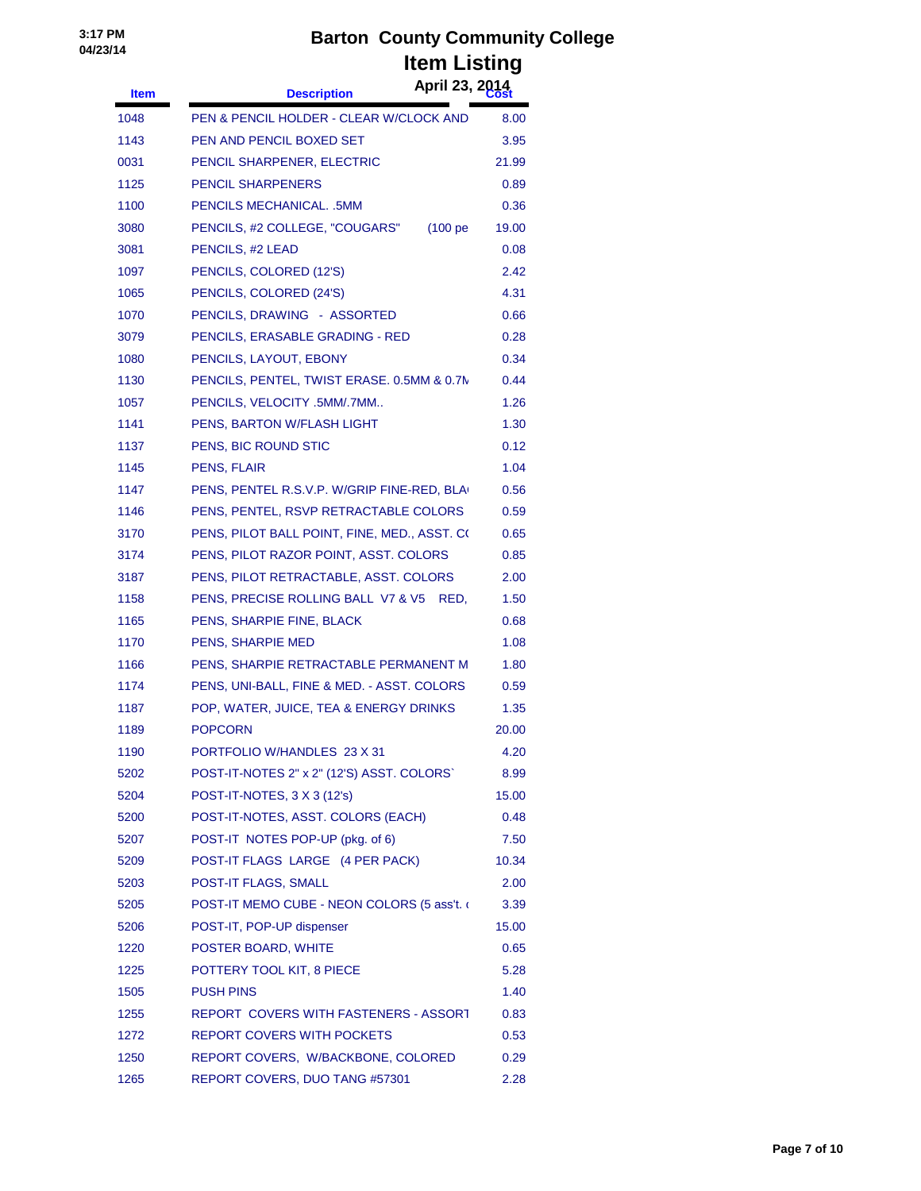# Barton County Community College

## Item Listing

April 23, 2014

| Item | Description | Cost |
|---|---|---|
| 1048 | PEN & PENCIL HOLDER - CLEAR W/CLOCK AND | 8.00 |
| 1143 | PEN AND PENCIL BOXED SET | 3.95 |
| 0031 | PENCIL SHARPENER, ELECTRIC | 21.99 |
| 1125 | PENCIL SHARPENERS | 0.89 |
| 1100 | PENCILS MECHANICAL. .5MM | 0.36 |
| 3080 | PENCILS, #2 COLLEGE, "COUGARS" (100 pe | 19.00 |
| 3081 | PENCILS, #2 LEAD | 0.08 |
| 1097 | PENCILS, COLORED (12'S) | 2.42 |
| 1065 | PENCILS, COLORED (24'S) | 4.31 |
| 1070 | PENCILS, DRAWING - ASSORTED | 0.66 |
| 3079 | PENCILS, ERASABLE GRADING - RED | 0.28 |
| 1080 | PENCILS, LAYOUT, EBONY | 0.34 |
| 1130 | PENCILS, PENTEL, TWIST ERASE. 0.5MM & 0.7M | 0.44 |
| 1057 | PENCILS, VELOCITY .5MM/.7MM.. | 1.26 |
| 1141 | PENS, BARTON W/FLASH LIGHT | 1.30 |
| 1137 | PENS, BIC ROUND STIC | 0.12 |
| 1145 | PENS, FLAIR | 1.04 |
| 1147 | PENS, PENTEL R.S.V.P. W/GRIP FINE-RED, BLA | 0.56 |
| 1146 | PENS, PENTEL, RSVP RETRACTABLE COLORS | 0.59 |
| 3170 | PENS, PILOT BALL POINT, FINE, MED., ASST. C( | 0.65 |
| 3174 | PENS, PILOT RAZOR POINT, ASST. COLORS | 0.85 |
| 3187 | PENS, PILOT RETRACTABLE, ASST. COLORS | 2.00 |
| 1158 | PENS, PRECISE ROLLING BALL V7 & V5 RED, | 1.50 |
| 1165 | PENS, SHARPIE FINE, BLACK | 0.68 |
| 1170 | PENS, SHARPIE MED | 1.08 |
| 1166 | PENS, SHARPIE RETRACTABLE PERMANENT M | 1.80 |
| 1174 | PENS, UNI-BALL, FINE & MED. - ASST. COLORS | 0.59 |
| 1187 | POP, WATER, JUICE, TEA & ENERGY DRINKS | 1.35 |
| 1189 | POPCORN | 20.00 |
| 1190 | PORTFOLIO W/HANDLES 23 X 31 | 4.20 |
| 5202 | POST-IT-NOTES 2" x 2" (12'S) ASST. COLORS` | 8.99 |
| 5204 | POST-IT-NOTES, 3 X 3 (12's) | 15.00 |
| 5200 | POST-IT-NOTES, ASST. COLORS (EACH) | 0.48 |
| 5207 | POST-IT NOTES POP-UP (pkg. of 6) | 7.50 |
| 5209 | POST-IT FLAGS LARGE (4 PER PACK) | 10.34 |
| 5203 | POST-IT FLAGS, SMALL | 2.00 |
| 5205 | POST-IT MEMO CUBE - NEON COLORS (5 ass't. ( | 3.39 |
| 5206 | POST-IT, POP-UP dispenser | 15.00 |
| 1220 | POSTER BOARD, WHITE | 0.65 |
| 1225 | POTTERY TOOL KIT, 8 PIECE | 5.28 |
| 1505 | PUSH PINS | 1.40 |
| 1255 | REPORT COVERS WITH FASTENERS - ASSORT | 0.83 |
| 1272 | REPORT COVERS WITH POCKETS | 0.53 |
| 1250 | REPORT COVERS, W/BACKBONE, COLORED | 0.29 |
| 1265 | REPORT COVERS, DUO TANG #57301 | 2.28 |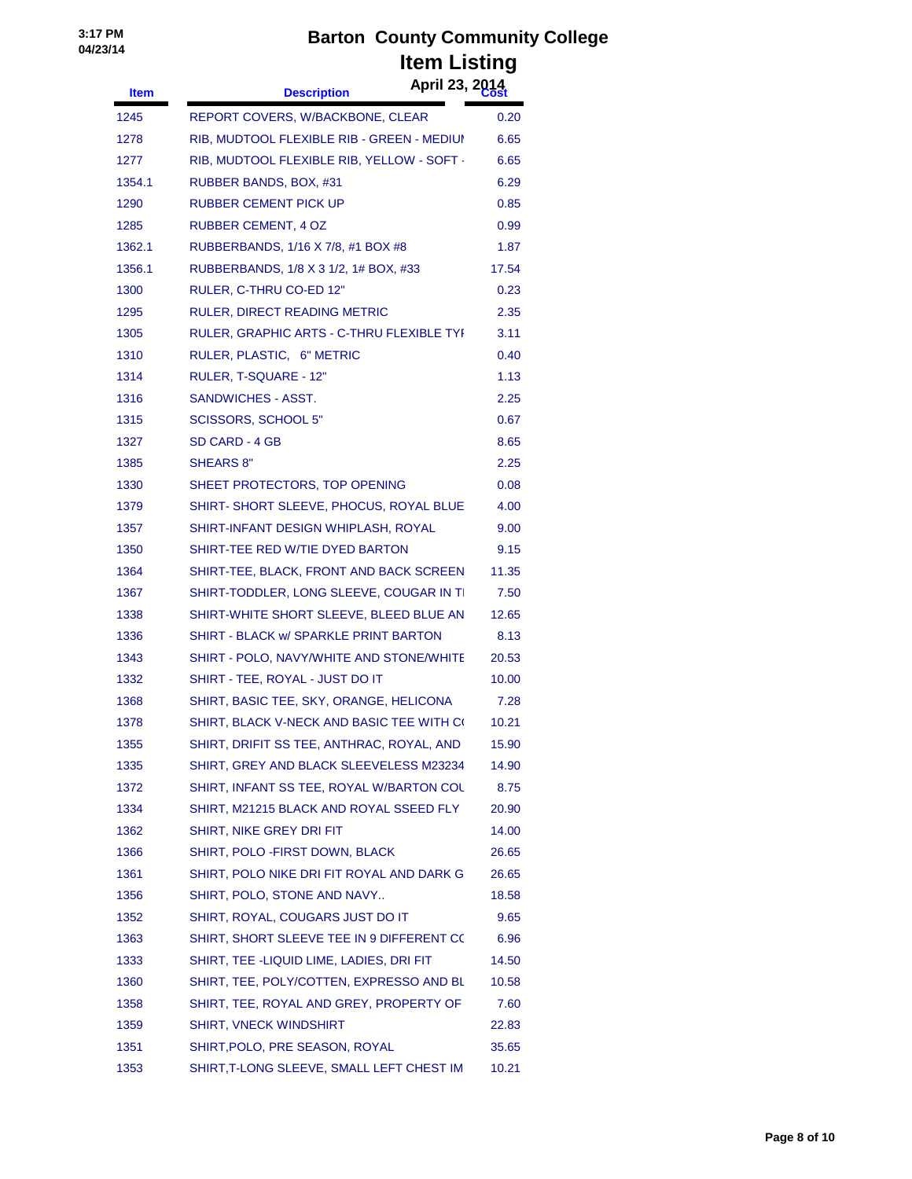3:17 PM
04/23/14

# Barton County Community College
## Item Listing
### April 23, 2014

| Item | Description | Cost |
|---|---|---|
| 1245 | REPORT COVERS, W/BACKBONE, CLEAR | 0.20 |
| 1278 | RIB, MUDTOOL FLEXIBLE RIB - GREEN - MEDIUI | 6.65 |
| 1277 | RIB, MUDTOOL FLEXIBLE RIB, YELLOW - SOFT - | 6.65 |
| 1354.1 | RUBBER BANDS, BOX, #31 | 6.29 |
| 1290 | RUBBER CEMENT PICK UP | 0.85 |
| 1285 | RUBBER CEMENT, 4 OZ | 0.99 |
| 1362.1 | RUBBERBANDS, 1/16 X 7/8, #1 BOX #8 | 1.87 |
| 1356.1 | RUBBERBANDS, 1/8 X 3 1/2, 1# BOX, #33 | 17.54 |
| 1300 | RULER, C-THRU CO-ED 12" | 0.23 |
| 1295 | RULER, DIRECT READING METRIC | 2.35 |
| 1305 | RULER, GRAPHIC ARTS - C-THRU FLEXIBLE TYI | 3.11 |
| 1310 | RULER, PLASTIC, 6" METRIC | 0.40 |
| 1314 | RULER, T-SQUARE - 12" | 1.13 |
| 1316 | SANDWICHES - ASST. | 2.25 |
| 1315 | SCISSORS, SCHOOL 5" | 0.67 |
| 1327 | SD CARD - 4 GB | 8.65 |
| 1385 | SHEARS 8" | 2.25 |
| 1330 | SHEET PROTECTORS, TOP OPENING | 0.08 |
| 1379 | SHIRT- SHORT SLEEVE, PHOCUS, ROYAL BLUE | 4.00 |
| 1357 | SHIRT-INFANT DESIGN WHIPLASH, ROYAL | 9.00 |
| 1350 | SHIRT-TEE RED W/TIE DYED BARTON | 9.15 |
| 1364 | SHIRT-TEE, BLACK, FRONT AND BACK SCREEN | 11.35 |
| 1367 | SHIRT-TODDLER, LONG SLEEVE, COUGAR IN TI | 7.50 |
| 1338 | SHIRT-WHITE SHORT SLEEVE, BLEED BLUE AN | 12.65 |
| 1336 | SHIRT - BLACK w/ SPARKLE PRINT BARTON | 8.13 |
| 1343 | SHIRT - POLO, NAVY/WHITE AND STONE/WHITE | 20.53 |
| 1332 | SHIRT - TEE, ROYAL - JUST DO IT | 10.00 |
| 1368 | SHIRT, BASIC TEE, SKY, ORANGE, HELICONA | 7.28 |
| 1378 | SHIRT, BLACK V-NECK AND BASIC TEE WITH C( | 10.21 |
| 1355 | SHIRT, DRIFIT SS TEE, ANTHRAC, ROYAL, AND | 15.90 |
| 1335 | SHIRT, GREY AND BLACK SLEEVELESS M23234 | 14.90 |
| 1372 | SHIRT, INFANT SS TEE, ROYAL W/BARTON COL | 8.75 |
| 1334 | SHIRT, M21215 BLACK AND ROYAL SSEED FLY | 20.90 |
| 1362 | SHIRT, NIKE GREY DRI FIT | 14.00 |
| 1366 | SHIRT, POLO -FIRST DOWN, BLACK | 26.65 |
| 1361 | SHIRT, POLO NIKE DRI FIT ROYAL AND DARK G | 26.65 |
| 1356 | SHIRT, POLO, STONE AND NAVY.. | 18.58 |
| 1352 | SHIRT, ROYAL, COUGARS JUST DO IT | 9.65 |
| 1363 | SHIRT, SHORT SLEEVE TEE IN 9 DIFFERENT CC | 6.96 |
| 1333 | SHIRT, TEE -LIQUID LIME, LADIES, DRI FIT | 14.50 |
| 1360 | SHIRT, TEE, POLY/COTTEN, EXPRESSO AND BL | 10.58 |
| 1358 | SHIRT, TEE, ROYAL AND GREY, PROPERTY OF | 7.60 |
| 1359 | SHIRT, VNECK WINDSHIRT | 22.83 |
| 1351 | SHIRT,POLO, PRE SEASON, ROYAL | 35.65 |
| 1353 | SHIRT,T-LONG SLEEVE, SMALL LEFT CHEST IM | 10.21 |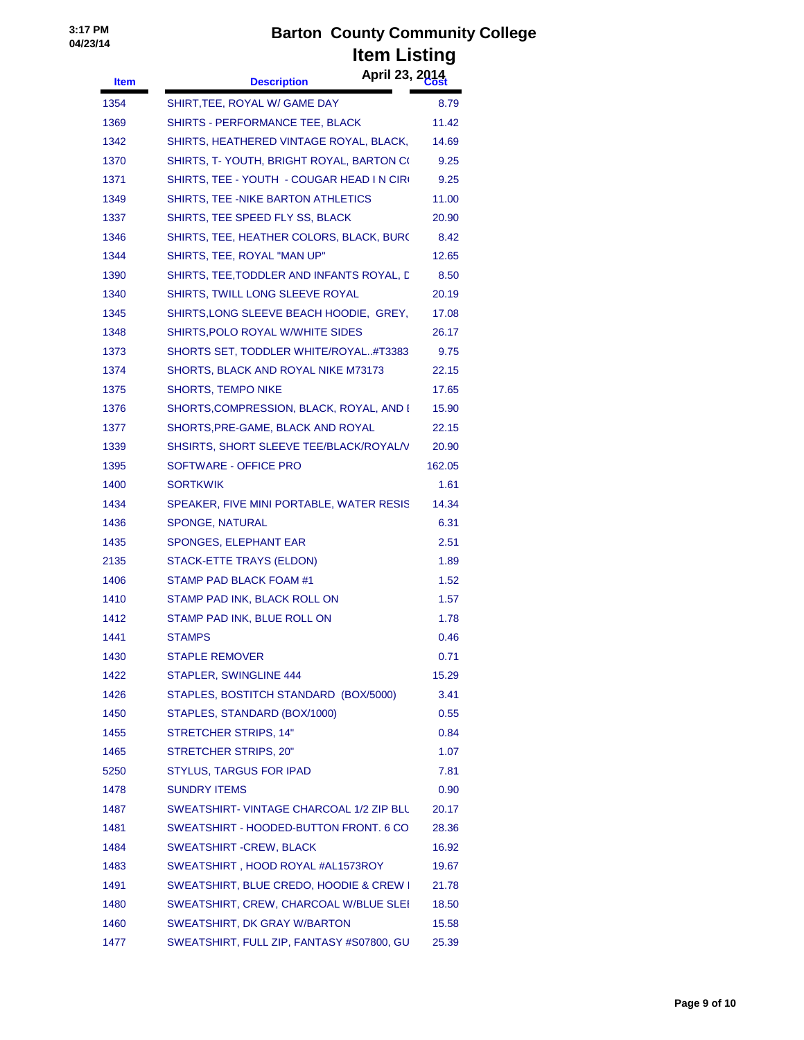# Barton County Community College

## Item Listing

April 23, 2014

| Item | Description | Cost |
|---|---|---|
| 1354 | SHIRT,TEE, ROYAL W/ GAME DAY | 8.79 |
| 1369 | SHIRTS - PERFORMANCE TEE, BLACK | 11.42 |
| 1342 | SHIRTS, HEATHERED VINTAGE ROYAL, BLACK, | 14.69 |
| 1370 | SHIRTS, T- YOUTH, BRIGHT ROYAL, BARTON C( | 9.25 |
| 1371 | SHIRTS, TEE - YOUTH - COUGAR HEAD I N CIR( | 9.25 |
| 1349 | SHIRTS, TEE -NIKE BARTON ATHLETICS | 11.00 |
| 1337 | SHIRTS, TEE SPEED FLY SS, BLACK | 20.90 |
| 1346 | SHIRTS, TEE, HEATHER COLORS, BLACK, BUR( | 8.42 |
| 1344 | SHIRTS, TEE, ROYAL "MAN UP" | 12.65 |
| 1390 | SHIRTS, TEE,TODDLER AND INFANTS ROYAL, D | 8.50 |
| 1340 | SHIRTS, TWILL LONG SLEEVE ROYAL | 20.19 |
| 1345 | SHIRTS,LONG SLEEVE BEACH HOODIE, GREY, | 17.08 |
| 1348 | SHIRTS,POLO ROYAL W/WHITE SIDES | 26.17 |
| 1373 | SHORTS SET, TODDLER WHITE/ROYAL..#T3383 | 9.75 |
| 1374 | SHORTS, BLACK AND ROYAL NIKE M73173 | 22.15 |
| 1375 | SHORTS, TEMPO NIKE | 17.65 |
| 1376 | SHORTS,COMPRESSION, BLACK, ROYAL, AND I | 15.90 |
| 1377 | SHORTS,PRE-GAME, BLACK AND ROYAL | 22.15 |
| 1339 | SHSIRTS, SHORT SLEEVE TEE/BLACK/ROYAL/V | 20.90 |
| 1395 | SOFTWARE - OFFICE PRO | 162.05 |
| 1400 | SORTKWIK | 1.61 |
| 1434 | SPEAKER, FIVE MINI PORTABLE, WATER RESIS | 14.34 |
| 1436 | SPONGE, NATURAL | 6.31 |
| 1435 | SPONGES, ELEPHANT EAR | 2.51 |
| 2135 | STACK-ETTE TRAYS (ELDON) | 1.89 |
| 1406 | STAMP PAD BLACK FOAM #1 | 1.52 |
| 1410 | STAMP PAD INK, BLACK ROLL ON | 1.57 |
| 1412 | STAMP PAD INK, BLUE ROLL ON | 1.78 |
| 1441 | STAMPS | 0.46 |
| 1430 | STAPLE REMOVER | 0.71 |
| 1422 | STAPLER, SWINGLINE 444 | 15.29 |
| 1426 | STAPLES, BOSTITCH STANDARD (BOX/5000) | 3.41 |
| 1450 | STAPLES, STANDARD (BOX/1000) | 0.55 |
| 1455 | STRETCHER STRIPS, 14" | 0.84 |
| 1465 | STRETCHER STRIPS, 20" | 1.07 |
| 5250 | STYLUS, TARGUS FOR IPAD | 7.81 |
| 1478 | SUNDRY ITEMS | 0.90 |
| 1487 | SWEATSHIRT- VINTAGE CHARCOAL 1/2 ZIP BLU | 20.17 |
| 1481 | SWEATSHIRT - HOODED-BUTTON FRONT. 6 CO | 28.36 |
| 1484 | SWEATSHIRT -CREW, BLACK | 16.92 |
| 1483 | SWEATSHIRT , HOOD ROYAL #AL1573ROY | 19.67 |
| 1491 | SWEATSHIRT, BLUE CREDO, HOODIE & CREW I | 21.78 |
| 1480 | SWEATSHIRT, CREW, CHARCOAL W/BLUE SLEI | 18.50 |
| 1460 | SWEATSHIRT, DK GRAY W/BARTON | 15.58 |
| 1477 | SWEATSHIRT, FULL ZIP, FANTASY #S07800, GU | 25.39 |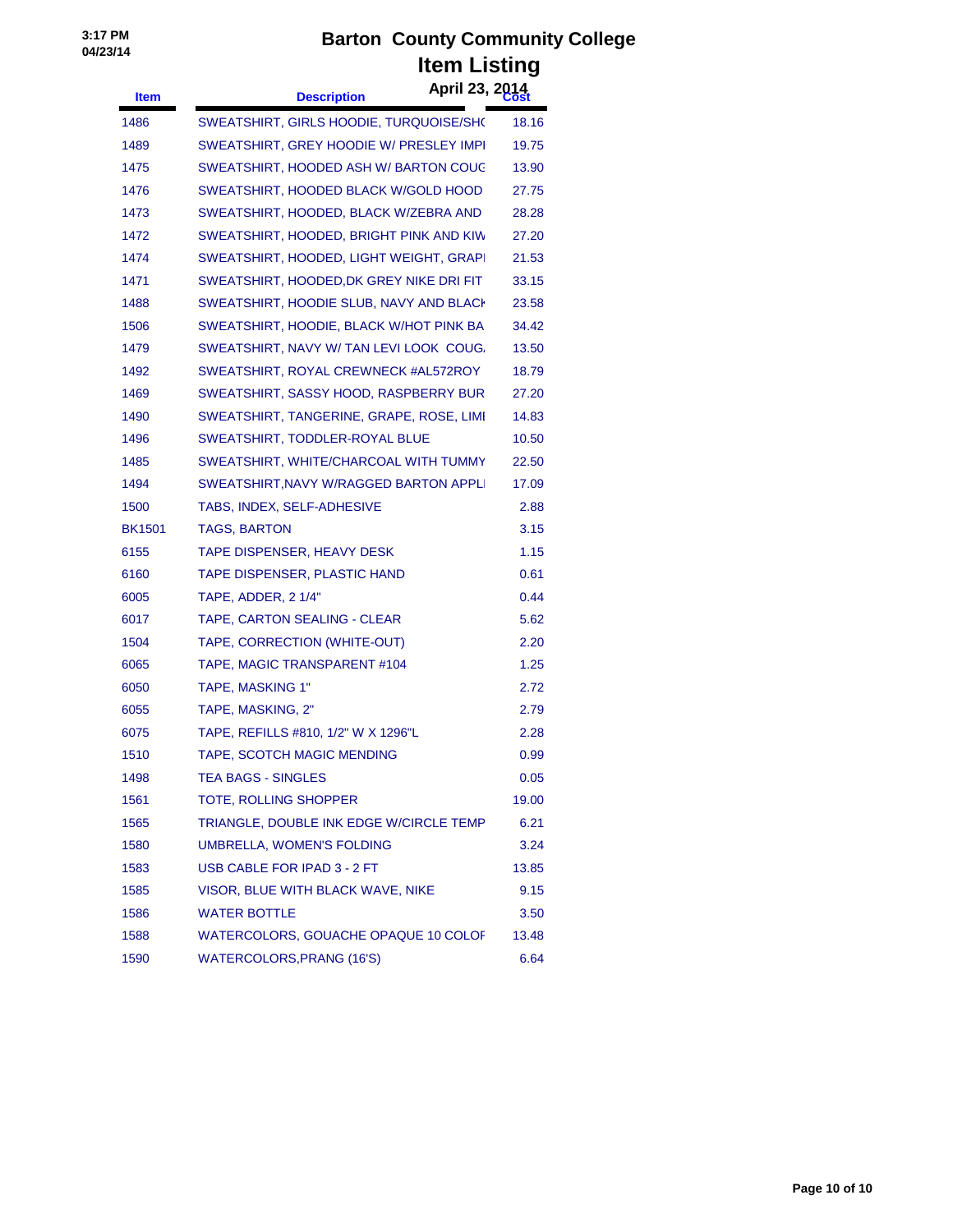# Barton County Community College

## Item Listing

April 23, 2014

| Item | Description | Cost |
|---|---|---|
| 1486 | SWEATSHIRT, GIRLS HOODIE, TURQUOISE/SHO | 18.16 |
| 1489 | SWEATSHIRT, GREY HOODIE W/ PRESLEY IMPI | 19.75 |
| 1475 | SWEATSHIRT, HOODED ASH W/ BARTON COUG | 13.90 |
| 1476 | SWEATSHIRT, HOODED BLACK W/GOLD HOOD | 27.75 |
| 1473 | SWEATSHIRT, HOODED, BLACK W/ZEBRA AND | 28.28 |
| 1472 | SWEATSHIRT, HOODED, BRIGHT PINK AND KIW | 27.20 |
| 1474 | SWEATSHIRT, HOODED, LIGHT WEIGHT, GRAPI | 21.53 |
| 1471 | SWEATSHIRT, HOODED,DK GREY NIKE DRI FIT | 33.15 |
| 1488 | SWEATSHIRT, HOODIE SLUB, NAVY AND BLACK | 23.58 |
| 1506 | SWEATSHIRT, HOODIE, BLACK W/HOT PINK BA | 34.42 |
| 1479 | SWEATSHIRT, NAVY W/ TAN LEVI LOOK COUG. | 13.50 |
| 1492 | SWEATSHIRT, ROYAL CREWNECK #AL572ROY | 18.79 |
| 1469 | SWEATSHIRT, SASSY HOOD, RASPBERRY BUR | 27.20 |
| 1490 | SWEATSHIRT, TANGERINE, GRAPE, ROSE, LIMI | 14.83 |
| 1496 | SWEATSHIRT, TODDLER-ROYAL BLUE | 10.50 |
| 1485 | SWEATSHIRT, WHITE/CHARCOAL WITH TUMMY | 22.50 |
| 1494 | SWEATSHIRT,NAVY W/RAGGED BARTON APPLI | 17.09 |
| 1500 | TABS, INDEX, SELF-ADHESIVE | 2.88 |
| BK1501 | TAGS, BARTON | 3.15 |
| 6155 | TAPE DISPENSER, HEAVY DESK | 1.15 |
| 6160 | TAPE DISPENSER, PLASTIC HAND | 0.61 |
| 6005 | TAPE, ADDER, 2 1/4" | 0.44 |
| 6017 | TAPE, CARTON SEALING - CLEAR | 5.62 |
| 1504 | TAPE, CORRECTION (WHITE-OUT) | 2.20 |
| 6065 | TAPE, MAGIC TRANSPARENT #104 | 1.25 |
| 6050 | TAPE, MASKING 1" | 2.72 |
| 6055 | TAPE, MASKING, 2" | 2.79 |
| 6075 | TAPE, REFILLS #810, 1/2" W X 1296"L | 2.28 |
| 1510 | TAPE, SCOTCH MAGIC MENDING | 0.99 |
| 1498 | TEA BAGS - SINGLES | 0.05 |
| 1561 | TOTE, ROLLING SHOPPER | 19.00 |
| 1565 | TRIANGLE, DOUBLE INK EDGE W/CIRCLE TEMP | 6.21 |
| 1580 | UMBRELLA, WOMEN'S FOLDING | 3.24 |
| 1583 | USB CABLE FOR IPAD 3 - 2 FT | 13.85 |
| 1585 | VISOR, BLUE WITH BLACK WAVE, NIKE | 9.15 |
| 1586 | WATER BOTTLE | 3.50 |
| 1588 | WATERCOLORS, GOUACHE OPAQUE 10 COLOF | 13.48 |
| 1590 | WATERCOLORS,PRANG (16'S) | 6.64 |